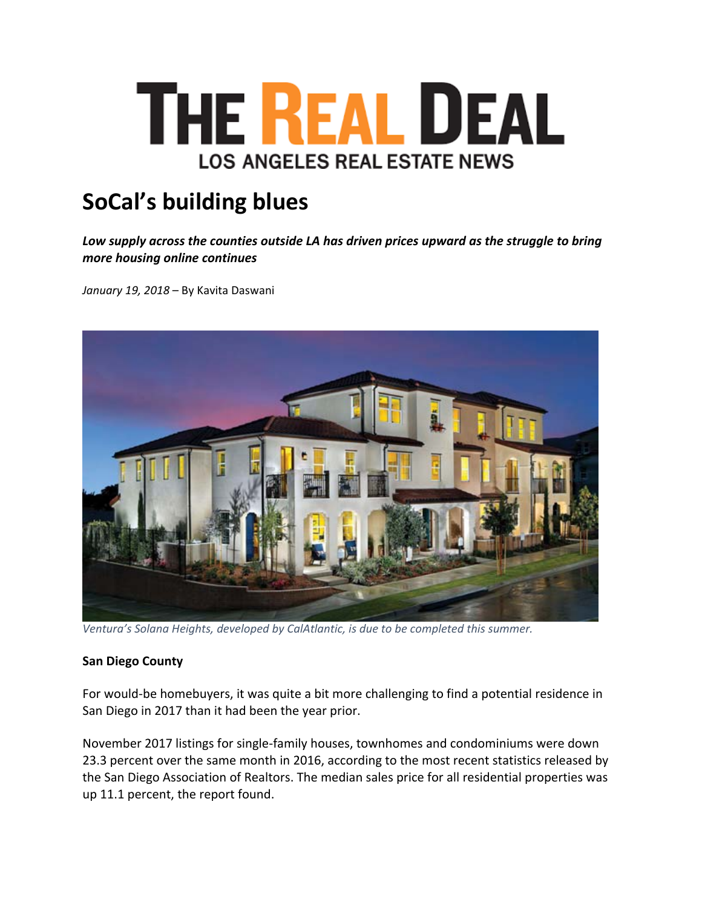# THE REAL DEAL

**LOS ANGELES REAL ESTATE NEWS**

## SoCal's building blues

***Low supply across the counties outside LA has driven prices upward as the struggle to bring more housing online continues***

*January 19, 2018* – By Kavita Daswani

*Ventura's Solana Heights, developed by CalAtlantic, is due to be completed this summer.*

**San Diego County**

For would-be homebuyers, it was quite a bit more challenging to find a potential residence in San Diego in 2017 than it had been the year prior.

November 2017 listings for single-family houses, townhomes and condominiums were down 23.3 percent over the same month in 2016, according to the most recent statistics released by the San Diego Association of Realtors. The median sales price for all residential properties was up 11.1 percent, the report found.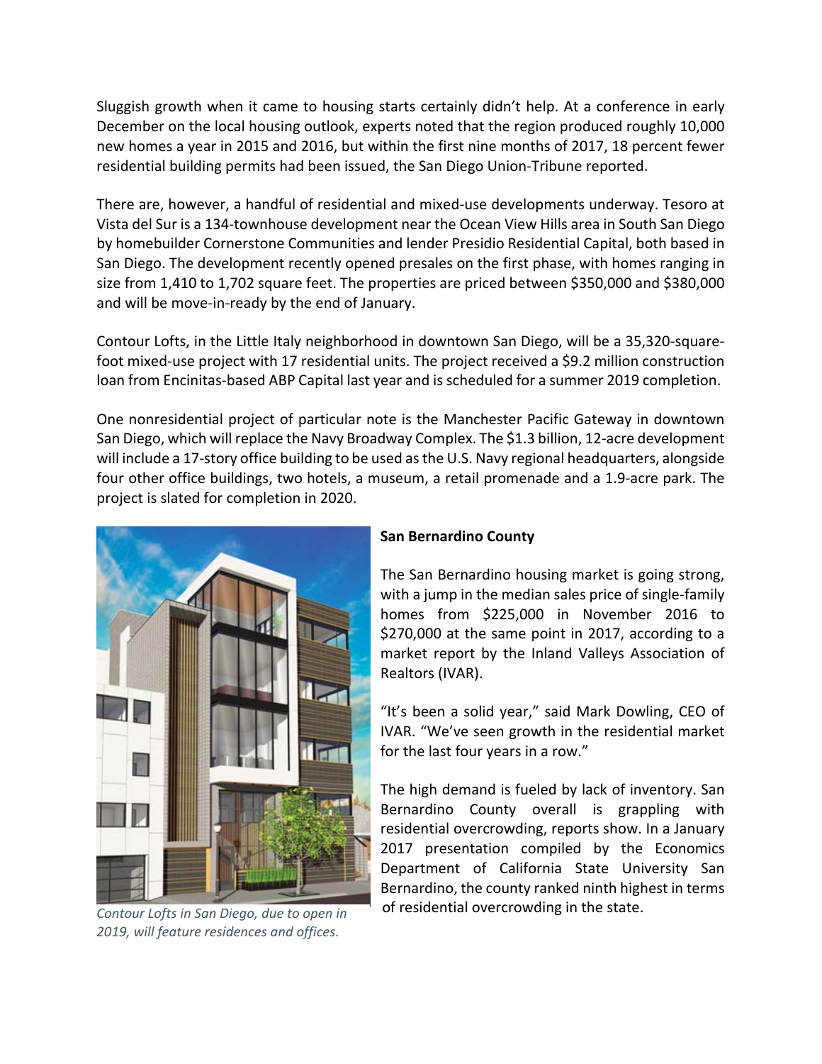Sluggish growth when it came to housing starts certainly didn't help. At a conference in early December on the local housing outlook, experts noted that the region produced roughly 10,000 new homes a year in 2015 and 2016, but within the first nine months of 2017, 18 percent fewer residential building permits had been issued, the San Diego Union-Tribune reported.

There are, however, a handful of residential and mixed-use developments underway. Tesoro at Vista del Sur is a 134-townhouse development near the Ocean View Hills area in South San Diego by homebuilder Cornerstone Communities and lender Presidio Residential Capital, both based in San Diego. The development recently opened presales on the first phase, with homes ranging in size from 1,410 to 1,702 square feet. The properties are priced between $350,000 and $380,000 and will be move-in-ready by the end of January.

Contour Lofts, in the Little Italy neighborhood in downtown San Diego, will be a 35,320-square-foot mixed-use project with 17 residential units. The project received a $9.2 million construction loan from Encinitas-based ABP Capital last year and is scheduled for a summer 2019 completion.

One nonresidential project of particular note is the Manchester Pacific Gateway in downtown San Diego, which will replace the Navy Broadway Complex. The $1.3 billion, 12-acre development will include a 17-story office building to be used as the U.S. Navy regional headquarters, alongside four other office buildings, two hotels, a museum, a retail promenade and a 1.9-acre park. The project is slated for completion in 2020.

*Contour Lofts in San Diego, due to open in 2019, will feature residences and offices.*

**San Bernardino County**

The San Bernardino housing market is going strong, with a jump in the median sales price of single-family homes from $225,000 in November 2016 to $270,000 at the same point in 2017, according to a market report by the Inland Valleys Association of Realtors (IVAR).

"It's been a solid year," said Mark Dowling, CEO of IVAR. "We've seen growth in the residential market for the last four years in a row."

The high demand is fueled by lack of inventory. San Bernardino County overall is grappling with residential overcrowding, reports show. In a January 2017 presentation compiled by the Economics Department of California State University San Bernardino, the county ranked ninth highest in terms of residential overcrowding in the state.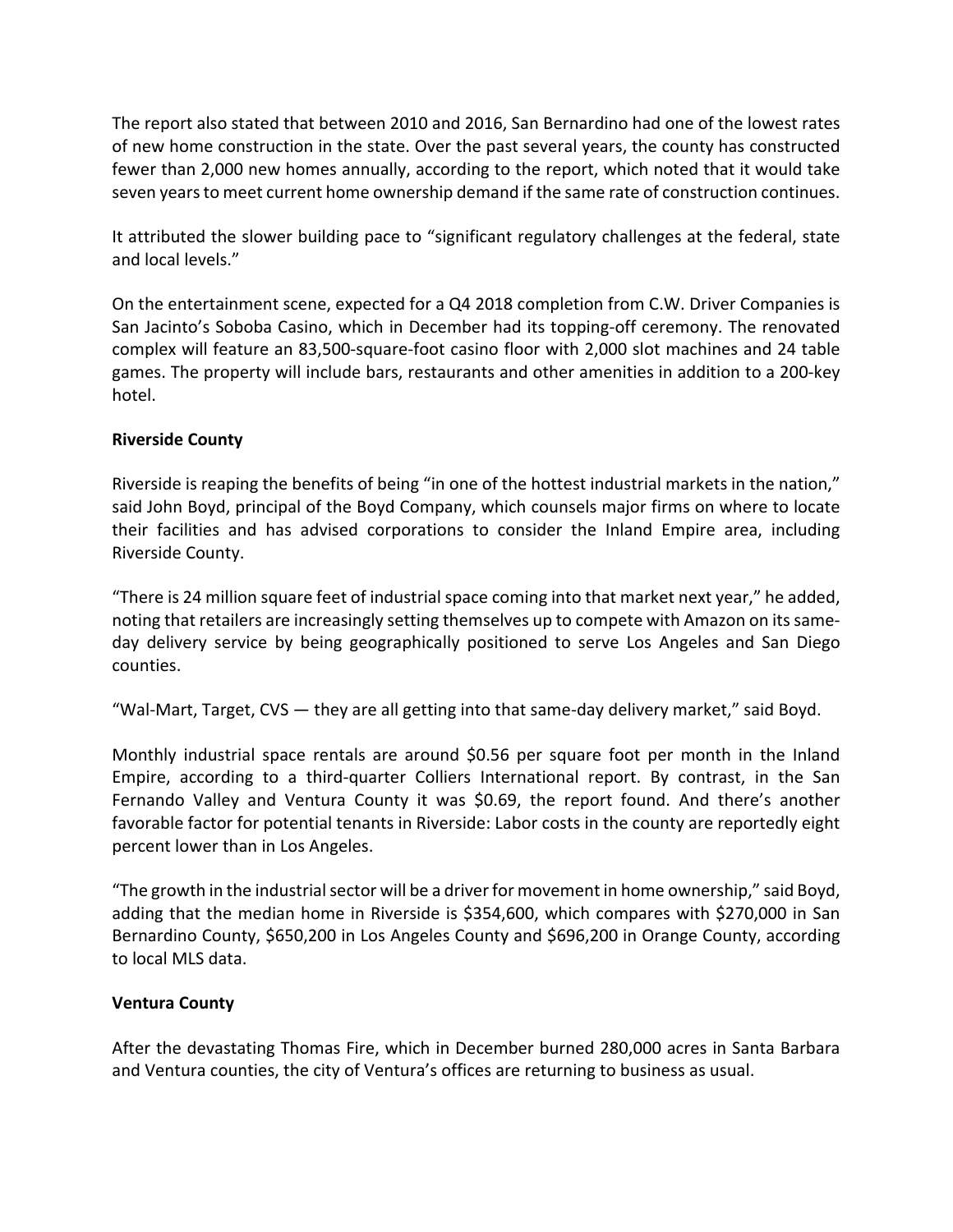The report also stated that between 2010 and 2016, San Bernardino had one of the lowest rates of new home construction in the state. Over the past several years, the county has constructed fewer than 2,000 new homes annually, according to the report, which noted that it would take seven years to meet current home ownership demand if the same rate of construction continues.

It attributed the slower building pace to "significant regulatory challenges at the federal, state and local levels."

On the entertainment scene, expected for a Q4 2018 completion from C.W. Driver Companies is San Jacinto's Soboba Casino, which in December had its topping-off ceremony. The renovated complex will feature an 83,500-square-foot casino floor with 2,000 slot machines and 24 table games. The property will include bars, restaurants and other amenities in addition to a 200-key hotel.

**Riverside County**

Riverside is reaping the benefits of being "in one of the hottest industrial markets in the nation," said John Boyd, principal of the Boyd Company, which counsels major firms on where to locate their facilities and has advised corporations to consider the Inland Empire area, including Riverside County.

"There is 24 million square feet of industrial space coming into that market next year," he added, noting that retailers are increasingly setting themselves up to compete with Amazon on its same-day delivery service by being geographically positioned to serve Los Angeles and San Diego counties.

"Wal-Mart, Target, CVS — they are all getting into that same-day delivery market," said Boyd.

Monthly industrial space rentals are around $0.56 per square foot per month in the Inland Empire, according to a third-quarter Colliers International report. By contrast, in the San Fernando Valley and Ventura County it was $0.69, the report found. And there's another favorable factor for potential tenants in Riverside: Labor costs in the county are reportedly eight percent lower than in Los Angeles.

"The growth in the industrial sector will be a driver for movement in home ownership," said Boyd, adding that the median home in Riverside is $354,600, which compares with $270,000 in San Bernardino County, $650,200 in Los Angeles County and $696,200 in Orange County, according to local MLS data.

**Ventura County**

After the devastating Thomas Fire, which in December burned 280,000 acres in Santa Barbara and Ventura counties, the city of Ventura's offices are returning to business as usual.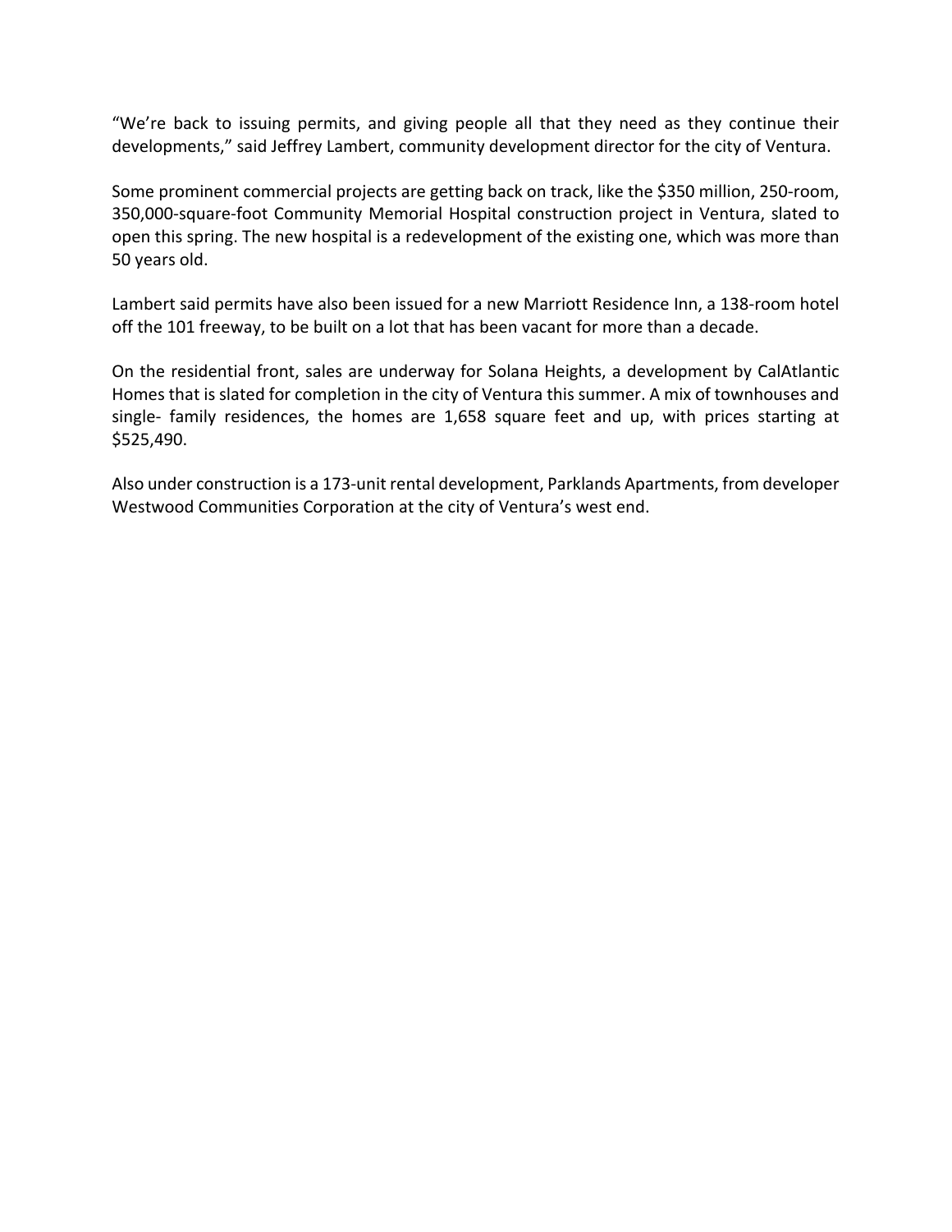"We're back to issuing permits, and giving people all that they need as they continue their developments," said Jeffrey Lambert, community development director for the city of Ventura.

Some prominent commercial projects are getting back on track, like the $350 million, 250-room, 350,000-square-foot Community Memorial Hospital construction project in Ventura, slated to open this spring. The new hospital is a redevelopment of the existing one, which was more than 50 years old.

Lambert said permits have also been issued for a new Marriott Residence Inn, a 138-room hotel off the 101 freeway, to be built on a lot that has been vacant for more than a decade.

On the residential front, sales are underway for Solana Heights, a development by CalAtlantic Homes that is slated for completion in the city of Ventura this summer. A mix of townhouses and single- family residences, the homes are 1,658 square feet and up, with prices starting at $525,490.

Also under construction is a 173-unit rental development, Parklands Apartments, from developer Westwood Communities Corporation at the city of Ventura's west end.